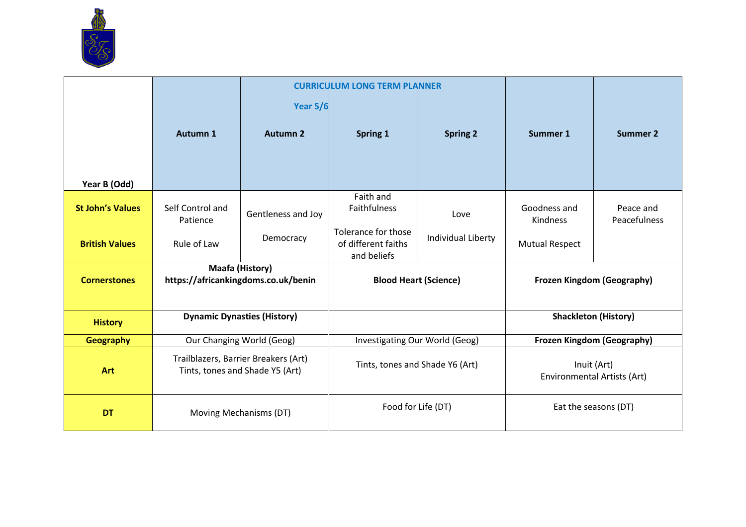## CURRICULUM LONG TERM PLANNER

### Year 5/6

| Year B (Odd) | Autumn 1 | Autumn 2 | Spring 1 | Spring 2 | Summer 1 | Summer 2 |
|---|---|---|---|---|---|---|
| **St John's Values** | Self Control and Patience | Gentleness and Joy | Faith and Faithfulness | Love | Goodness and Kindness | Peace and Peacefulness |
| **British Values** | Rule of Law | Democracy | Tolerance for those of different faiths and beliefs | Individual Liberty | Mutual Respect | |
| **Cornerstones** | **Maafa (History) https://africankingdoms.co.uk/benin** | | **Blood Heart (Science)** | | **Frozen Kingdom (Geography)** | |
| **History** | **Dynamic Dynasties (History)** | | | | **Shackleton (History)** | |
| **Geography** | Our Changing World (Geog) | | Investigating Our World (Geog) | | **Frozen Kingdom (Geography)** | |
| **Art** | Trailblazers, Barrier Breakers (Art)<br>Tints, tones and Shade Y5 (Art) | | Tints, tones and Shade Y6 (Art) | | Inuit (Art)<br>Environmental Artists (Art) | |
| **DT** | Moving Mechanisms (DT) | | Food for Life (DT) | | Eat the seasons (DT) | |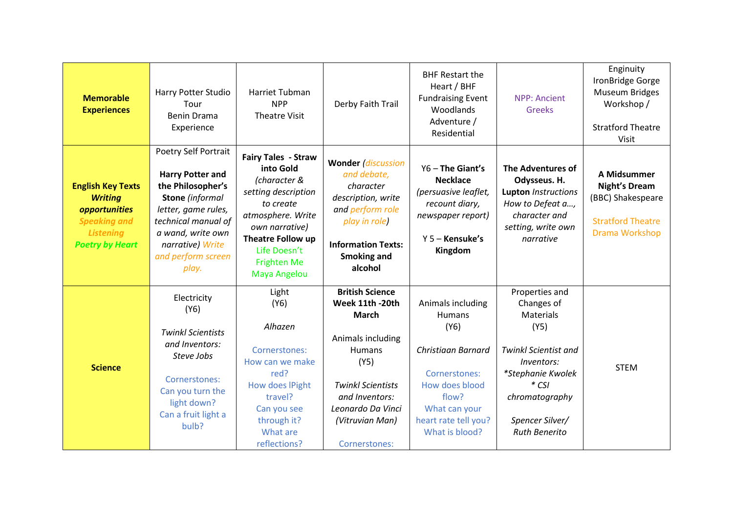| **Memorable Experiences** | Harry Potter Studio Tour<br>Benin Drama Experience | Harriet Tubman<br>NPP<br>Theatre Visit | Derby Faith Trail | BHF Restart the Heart / BHF Fundraising Event<br>Woodlands Adventure / Residential | NPP: Ancient Greeks | Enginuity<br>IronBridge Gorge Museum Bridges Workshop /<br><br>Stratford Theatre Visit |
|---|---|---|---|---|---|---|
| **English Key Texts**<br>***Writing opportunities***<br>***Speaking and Listening***<br>***Poetry by Heart*** | Poetry Self Portrait<br><br>**Harry Potter and the Philosopher's Stone** *(informal letter, game rules, technical manual of a wand, write own narrative) Write and perform screen play.* | **Fairy Tales - Straw into Gold** *(character & setting description to create atmosphere. Write own narrative)*<br>**Theatre Follow up**<br>Life Doesn't Frighten Me<br>Maya Angelou | **Wonder** *(discussion and debate, character description, write and perform role play in role)*<br><br>**Information Texts: Smoking and alcohol** | Y6 – **The Giant's Necklace** *(persuasive leaflet, recount diary, newspaper report)*<br><br>Y 5 – **Kensuke's Kingdom** | **The Adventures of Odysseus. H. Lupton** *Instructions How to Defeat a…, character and setting, write own narrative* | **A Midsummer Night's Dream** (BBC) Shakespeare<br><br>Stratford Theatre Drama Workshop |
| **Science** | Electricity<br>(Y6)<br><br>*Twinkl Scientists and Inventors: Steve Jobs*<br><br>Cornerstones:<br>Can you turn the light down?<br>Can a fruit light a bulb? | Light<br>(Y6)<br><br>*Alhazen*<br><br>Cornerstones:<br>How can we make red?<br>How does lPight travel?<br>Can you see through it?<br>What are reflections? | **British Science Week 11th -20th March**<br><br>Animals including Humans<br>(Y5)<br><br>*Twinkl Scientists and Inventors: Leonardo Da Vinci (Vitruvian Man)*<br><br>Cornerstones: | Animals including Humans<br>(Y6)<br><br>*Christiaan Barnard*<br><br>Cornerstones:<br>How does blood flow?<br>What can your heart rate tell you?<br>What is blood? | Properties and Changes of Materials<br>(Y5)<br><br>*Twinkl Scientist and Inventors: *Stephanie Kwolek * CSI chromatography*<br><br>*Spencer Silver/ Ruth Benerito* | STEM |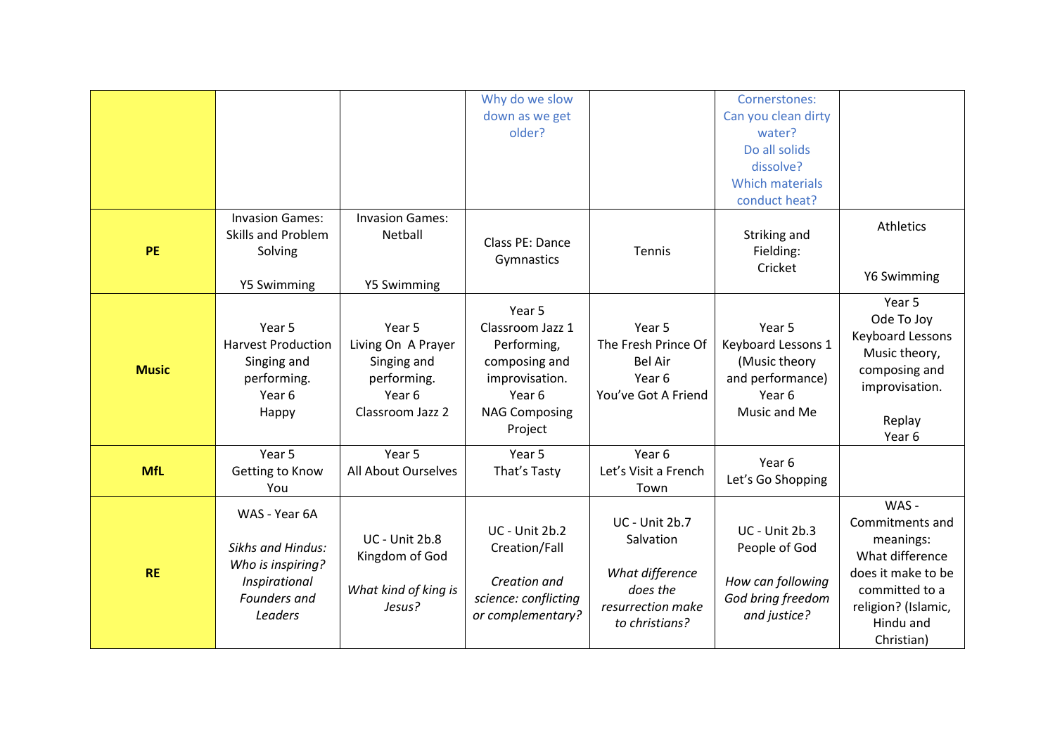| | | | | | | |
|---|---|---|---|---|---|---|
| | | | Why do we slow down as we get older? | | Cornerstones: Can you clean dirty water? Do all solids dissolve? Which materials conduct heat? | |
| **PE** | Invasion Games: Skills and Problem Solving<br><br>Y5 Swimming | Invasion Games: Netball<br><br>Y5 Swimming | Class PE: Dance Gymnastics | Tennis | Striking and Fielding: Cricket | Athletics<br><br>Y6 Swimming |
| **Music** | Year 5 Harvest Production Singing and performing. Year 6 Happy | Year 5 Living On A Prayer Singing and performing. Year 6 Classroom Jazz 2 | Year 5 Classroom Jazz 1 Performing, composing and improvisation. Year 6 NAG Composing Project | Year 5 The Fresh Prince Of Bel Air Year 6 You've Got A Friend | Year 5 Keyboard Lessons 1 (Music theory and performance) Year 6 Music and Me | Year 5 Ode To Joy Keyboard Lessons Music theory, composing and improvisation.<br><br>Replay Year 6 |
| **MfL** | Year 5 Getting to Know You | Year 5 All About Ourselves | Year 5 That's Tasty | Year 6 Let's Visit a French Town | Year 6 Let's Go Shopping | |
| **RE** | WAS - Year 6A<br><br>*Sikhs and Hindus: Who is inspiring? Inspirational Founders and Leaders* | UC - Unit 2b.8 Kingdom of God<br><br>*What kind of king is Jesus?* | UC - Unit 2b.2 Creation/Fall<br><br>*Creation and science: conflicting or complementary?* | UC - Unit 2b.7 Salvation<br><br>*What difference does the resurrection make to christians?* | UC - Unit 2b.3 People of God<br><br>*How can following God bring freedom and justice?* | WAS - Commitments and meanings: What difference does it make to be committed to a religion? (Islamic, Hindu and Christian) |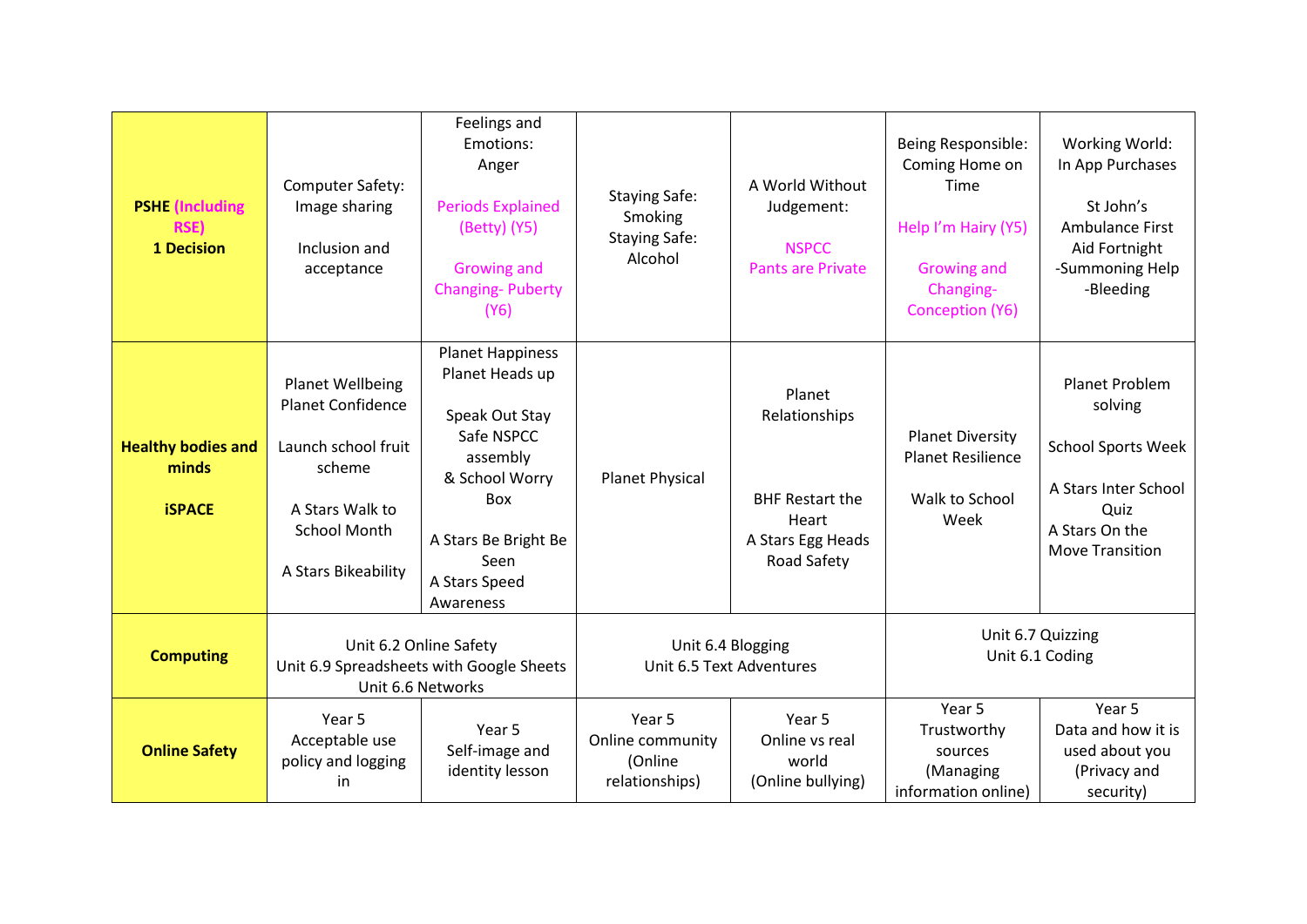| | | | | | | |
|---|---|---|---|---|---|---|
| **PSHE (Including RSE)** **1 Decision** | Computer Safety: Image sharing<br><br>Inclusion and acceptance | Feelings and Emotions: Anger<br><br>Periods Explained (Betty) (Y5)<br><br>Growing and Changing- Puberty (Y6) | Staying Safe: Smoking<br>Staying Safe: Alcohol | A World Without Judgement:<br><br>NSPCC Pants are Private | Being Responsible: Coming Home on Time<br><br>Help I'm Hairy (Y5)<br><br>Growing and Changing- Conception (Y6) | Working World: In App Purchases<br><br>St John's Ambulance First Aid Fortnight<br>-Summoning Help<br>-Bleeding |
| **Healthy bodies and minds**<br><br>**iSPACE** | Planet Wellbeing<br>Planet Confidence<br><br>Launch school fruit scheme<br><br>A Stars Walk to School Month<br><br>A Stars Bikeability | Planet Happiness<br>Planet Heads up<br><br>Speak Out Stay Safe NSPCC assembly & School Worry Box<br><br>A Stars Be Bright Be Seen<br>A Stars Speed Awareness | Planet Physical | Planet Relationships<br><br>BHF Restart the Heart<br>A Stars Egg Heads Road Safety | Planet Diversity<br>Planet Resilience<br><br>Walk to School Week | Planet Problem solving<br><br>School Sports Week<br><br>A Stars Inter School Quiz<br>A Stars On the Move Transition |
| **Computing** | Unit 6.2 Online Safety<br>Unit 6.9 Spreadsheets with Google Sheets<br>Unit 6.6 Networks | | Unit 6.4 Blogging<br>Unit 6.5 Text Adventures | | Unit 6.7 Quizzing<br>Unit 6.1 Coding | |
| **Online Safety** | Year 5<br>Acceptable use policy and logging in | Year 5<br>Self-image and identity lesson | Year 5<br>Online community (Online relationships) | Year 5<br>Online vs real world (Online bullying) | Year 5<br>Trustworthy sources (Managing information online) | Year 5<br>Data and how it is used about you (Privacy and security) |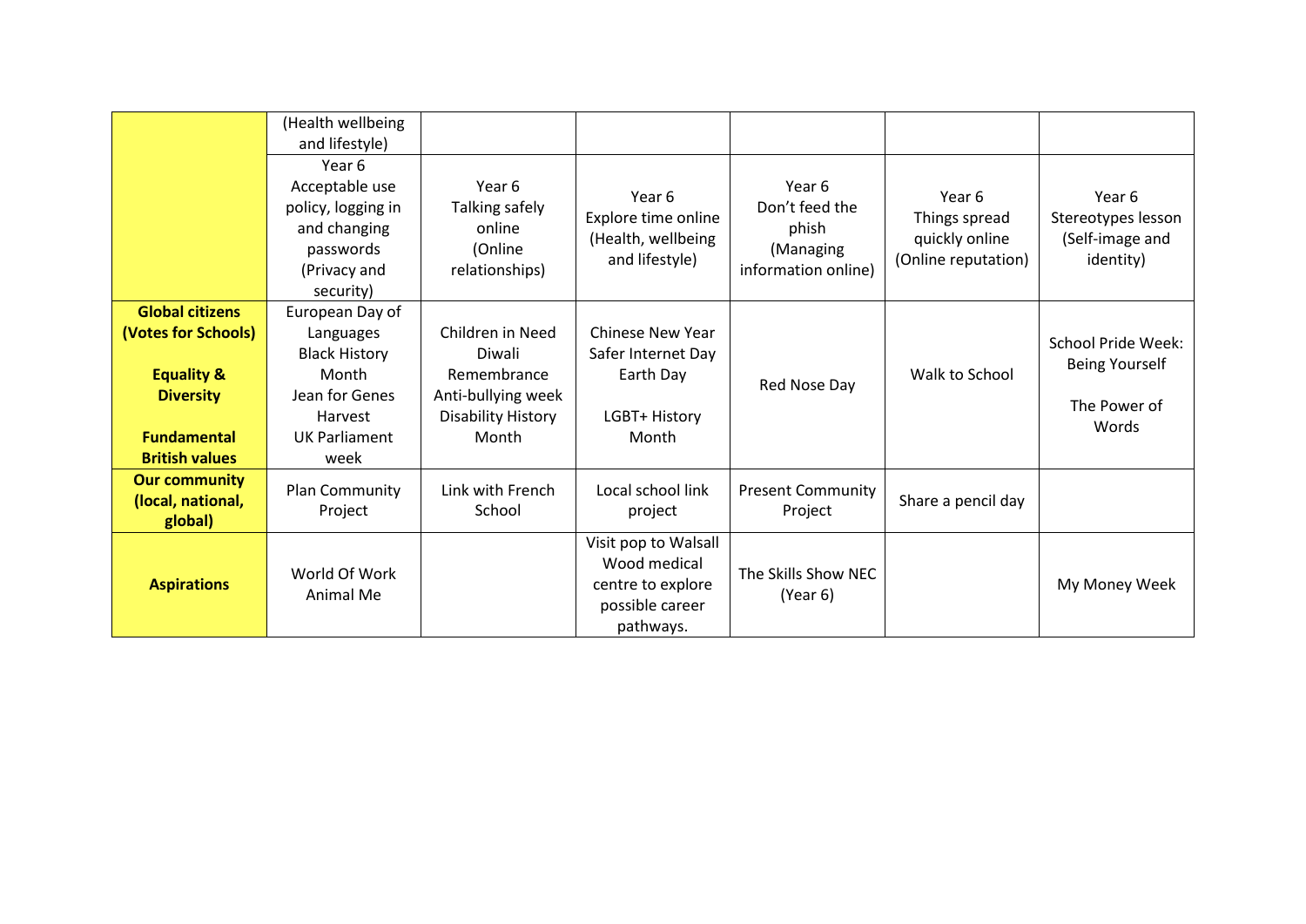| | | | | | | |
|---|---|---|---|---|---|---|
| | (Health wellbeing and lifestyle) | | | | | |
| | Year 6 Acceptable use policy, logging in and changing passwords (Privacy and security) | Year 6 Talking safely online (Online relationships) | Year 6 Explore time online (Health, wellbeing and lifestyle) | Year 6 Don't feed the phish (Managing information online) | Year 6 Things spread quickly online (Online reputation) | Year 6 Stereotypes lesson (Self-image and identity) |
| **Global citizens (Votes for Schools)**<br><br>**Equality & Diversity**<br><br>**Fundamental British values** | European Day of Languages<br>Black History Month<br>Jean for Genes<br>Harvest<br>UK Parliament week | Children in Need<br>Diwali<br>Remembrance<br>Anti-bullying week<br>Disability History Month | Chinese New Year<br>Safer Internet Day<br>Earth Day<br><br>LGBT+ History Month | Red Nose Day | Walk to School | School Pride Week: Being Yourself<br><br>The Power of Words |
| **Our community (local, national, global)** | Plan Community Project | Link with French School | Local school link project | Present Community Project | Share a pencil day | |
| **Aspirations** | World Of Work<br>Animal Me | | Visit pop to Walsall Wood medical centre to explore possible career pathways. | The Skills Show NEC (Year 6) | | My Money Week |